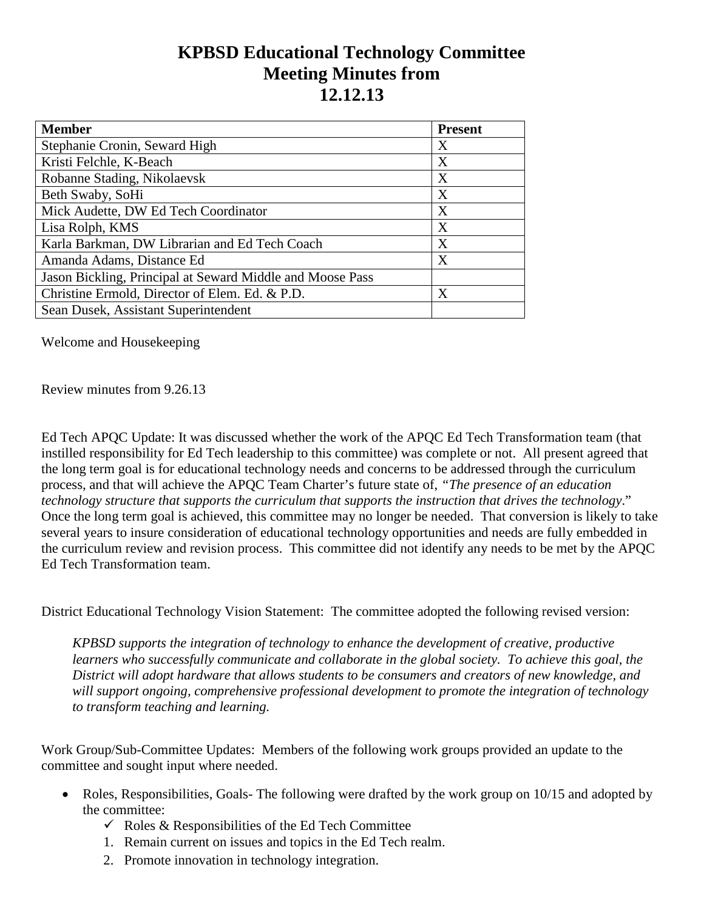# KPBSD Educational Technology Committee Meeting Minutes from 12.12.13

| Member | Present |
| --- | --- |
| Stephanie Cronin, Seward High | X |
| Kristi Felchle, K-Beach | X |
| Robanne Stading, Nikolaevsk | X |
| Beth Swaby, SoHi | X |
| Mick Audette, DW Ed Tech Coordinator | X |
| Lisa Rolph, KMS | X |
| Karla Barkman, DW Librarian and Ed Tech Coach | X |
| Amanda Adams, Distance Ed | X |
| Jason Bickling, Principal at Seward Middle and Moose Pass | |
| Christine Ermold, Director of Elem. Ed. & P.D. | X |
| Sean Dusek, Assistant Superintendent | |

Welcome and Housekeeping

Review minutes from 9.26.13

Ed Tech APQC Update: It was discussed whether the work of the APQC Ed Tech Transformation team (that instilled responsibility for Ed Tech leadership to this committee) was complete or not. All present agreed that the long term goal is for educational technology needs and concerns to be addressed through the curriculum process, and that will achieve the APQC Team Charter's future state of, *"The presence of an education technology structure that supports the curriculum that supports the instruction that drives the technology*." Once the long term goal is achieved, this committee may no longer be needed. That conversion is likely to take several years to insure consideration of educational technology opportunities and needs are fully embedded in the curriculum review and revision process. This committee did not identify any needs to be met by the APQC Ed Tech Transformation team.

District Educational Technology Vision Statement: The committee adopted the following revised version:

> *KPBSD supports the integration of technology to enhance the development of creative, productive learners who successfully communicate and collaborate in the global society. To achieve this goal, the District will adopt hardware that allows students to be consumers and creators of new knowledge, and will support ongoing, comprehensive professional development to promote the integration of technology to transform teaching and learning.*

Work Group/Sub-Committee Updates: Members of the following work groups provided an update to the committee and sought input where needed.

- Roles, Responsibilities, Goals- The following were drafted by the work group on 10/15 and adopted by the committee:
  - ✓ Roles & Responsibilities of the Ed Tech Committee
  1. Remain current on issues and topics in the Ed Tech realm.
  2. Promote innovation in technology integration.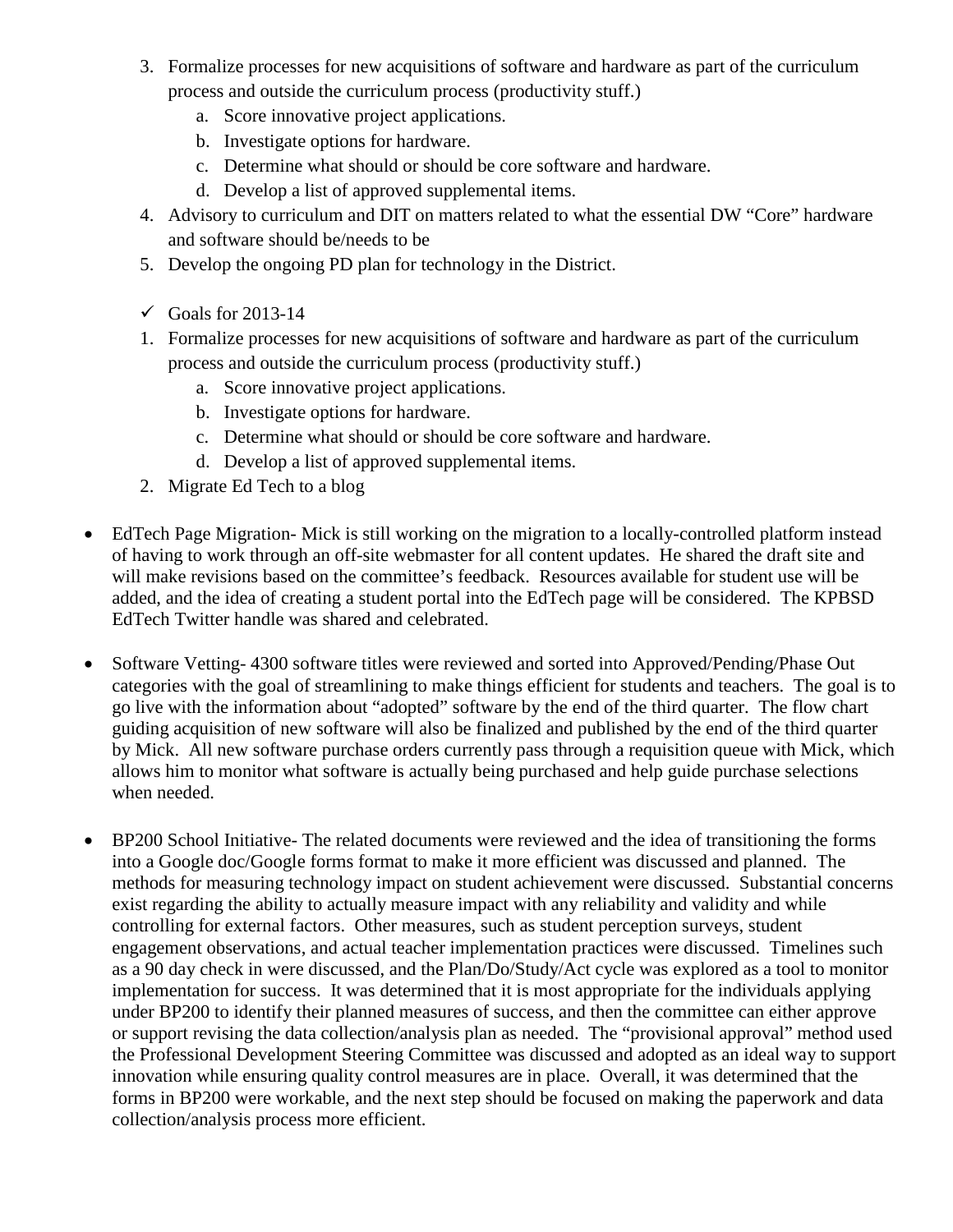3. Formalize processes for new acquisitions of software and hardware as part of the curriculum process and outside the curriculum process (productivity stuff.)
    a. Score innovative project applications.
    b. Investigate options for hardware.
    c. Determine what should or should be core software and hardware.
    d. Develop a list of approved supplemental items.
4. Advisory to curriculum and DIT on matters related to what the essential DW "Core" hardware and software should be/needs to be
5. Develop the ongoing PD plan for technology in the District.

- ✓ Goals for 2013-14

1. Formalize processes for new acquisitions of software and hardware as part of the curriculum process and outside the curriculum process (productivity stuff.)
    a. Score innovative project applications.
    b. Investigate options for hardware.
    c. Determine what should or should be core software and hardware.
    d. Develop a list of approved supplemental items.
2. Migrate Ed Tech to a blog

- EdTech Page Migration- Mick is still working on the migration to a locally-controlled platform instead of having to work through an off-site webmaster for all content updates. He shared the draft site and will make revisions based on the committee's feedback. Resources available for student use will be added, and the idea of creating a student portal into the EdTech page will be considered. The KPBSD EdTech Twitter handle was shared and celebrated.

- Software Vetting- 4300 software titles were reviewed and sorted into Approved/Pending/Phase Out categories with the goal of streamlining to make things efficient for students and teachers. The goal is to go live with the information about "adopted" software by the end of the third quarter. The flow chart guiding acquisition of new software will also be finalized and published by the end of the third quarter by Mick. All new software purchase orders currently pass through a requisition queue with Mick, which allows him to monitor what software is actually being purchased and help guide purchase selections when needed.

- BP200 School Initiative- The related documents were reviewed and the idea of transitioning the forms into a Google doc/Google forms format to make it more efficient was discussed and planned. The methods for measuring technology impact on student achievement were discussed. Substantial concerns exist regarding the ability to actually measure impact with any reliability and validity and while controlling for external factors. Other measures, such as student perception surveys, student engagement observations, and actual teacher implementation practices were discussed. Timelines such as a 90 day check in were discussed, and the Plan/Do/Study/Act cycle was explored as a tool to monitor implementation for success. It was determined that it is most appropriate for the individuals applying under BP200 to identify their planned measures of success, and then the committee can either approve or support revising the data collection/analysis plan as needed. The "provisional approval" method used the Professional Development Steering Committee was discussed and adopted as an ideal way to support innovation while ensuring quality control measures are in place. Overall, it was determined that the forms in BP200 were workable, and the next step should be focused on making the paperwork and data collection/analysis process more efficient.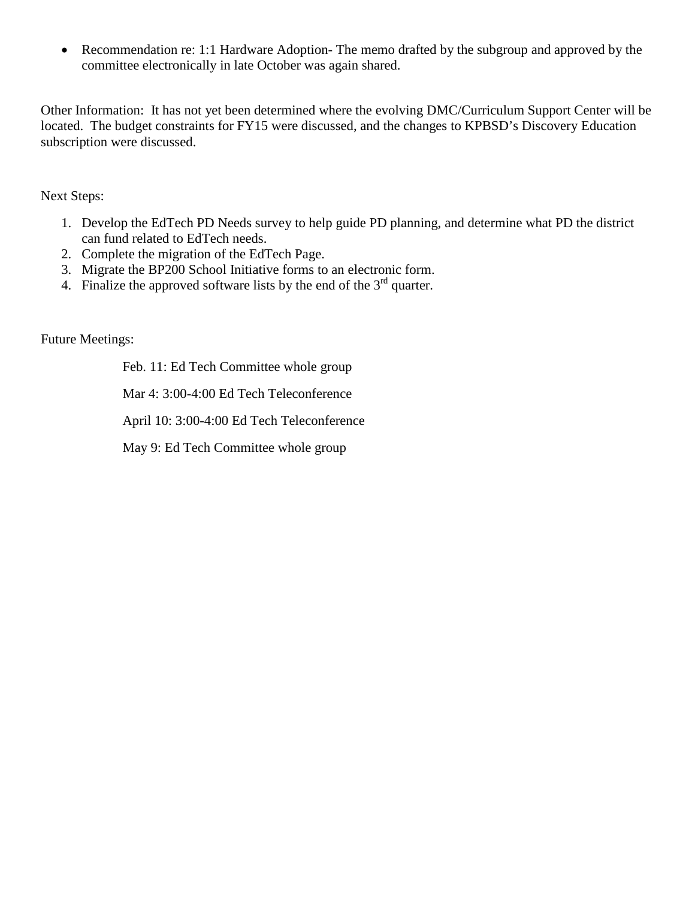- Recommendation re: 1:1 Hardware Adoption- The memo drafted by the subgroup and approved by the committee electronically in late October was again shared.

Other Information: It has not yet been determined where the evolving DMC/Curriculum Support Center will be located. The budget constraints for FY15 were discussed, and the changes to KPBSD's Discovery Education subscription were discussed.

Next Steps:

1. Develop the EdTech PD Needs survey to help guide PD planning, and determine what PD the district can fund related to EdTech needs.
2. Complete the migration of the EdTech Page.
3. Migrate the BP200 School Initiative forms to an electronic form.
4. Finalize the approved software lists by the end of the 3rd quarter.

Future Meetings:

Feb. 11: Ed Tech Committee whole group

Mar 4: 3:00-4:00 Ed Tech Teleconference

April 10: 3:00-4:00 Ed Tech Teleconference

May 9: Ed Tech Committee whole group